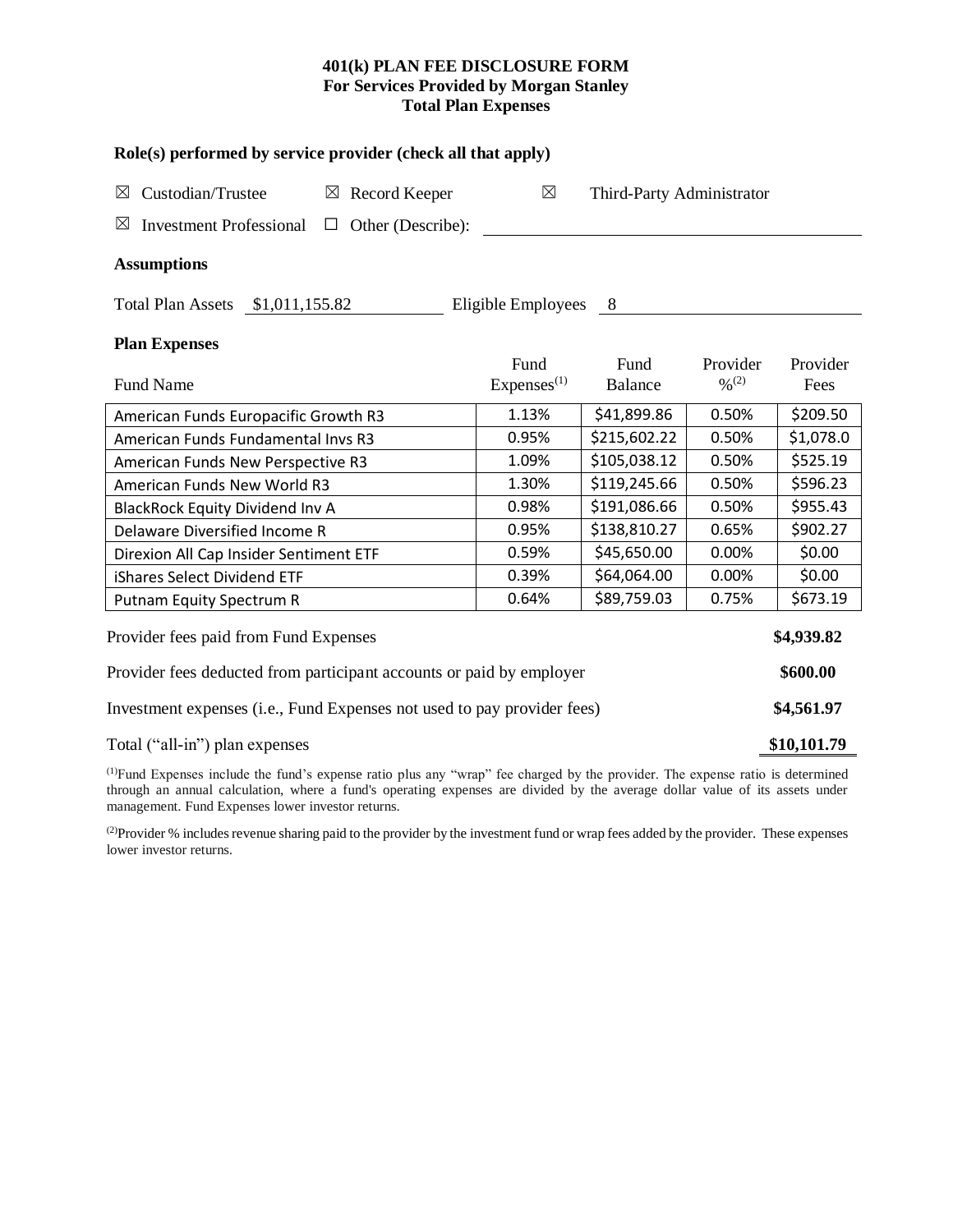**401(k) PLAN FEE DISCLOSURE FORM**
**For Services Provided by Morgan Stanley**
**Total Plan Expenses**

**Role(s) performed by service provider (check all that apply)**

☒ Custodian/Trustee ☒ Record Keeper ☒ Third-Party Administrator

☒ Investment Professional ☐ Other (Describe):

**Assumptions**

Total Plan Assets $1,011,155.82 Eligible Employees 8

**Plan Expenses**

| Fund Name | Fund Expenses[(1)] | Fund Balance | Provider %[(2)] | Provider Fees |
|---|---|---|---|---|
| American Funds Europacific Growth R3 | 1.13% | $41,899.86 | 0.50% | $209.50 |
| American Funds Fundamental Invs R3 | 0.95% | $215,602.22 | 0.50% | $1,078.0 |
| American Funds New Perspective R3 | 1.09% | $105,038.12 | 0.50% | $525.19 |
| American Funds New World R3 | 1.30% | $119,245.66 | 0.50% | $596.23 |
| BlackRock Equity Dividend Inv A | 0.98% | $191,086.66 | 0.50% | $955.43 |
| Delaware Diversified Income R | 0.95% | $138,810.27 | 0.65% | $902.27 |
| Direxion All Cap Insider Sentiment ETF | 0.59% | $45,650.00 | 0.00% | $0.00 |
| iShares Select Dividend ETF | 0.39% | $64,064.00 | 0.00% | $0.00 |
| Putnam Equity Spectrum R | 0.64% | $89,759.03 | 0.75% | $673.19 |

| | |
|---|---|
| Provider fees paid from Fund Expenses | **$4,939.82** |
| Provider fees deducted from participant accounts or paid by employer | **$600.00** |
| Investment expenses (i.e., Fund Expenses not used to pay provider fees) | **$4,561.97** |
| Total ("all-in") plan expenses | **$10,101.79** |

[(1)]Fund Expenses include the fund's expense ratio plus any "wrap" fee charged by the provider. The expense ratio is determined through an annual calculation, where a fund's operating expenses are divided by the average dollar value of its assets under management. Fund Expenses lower investor returns.

[(2)]Provider % includes revenue sharing paid to the provider by the investment fund or wrap fees added by the provider. These expenses lower investor returns.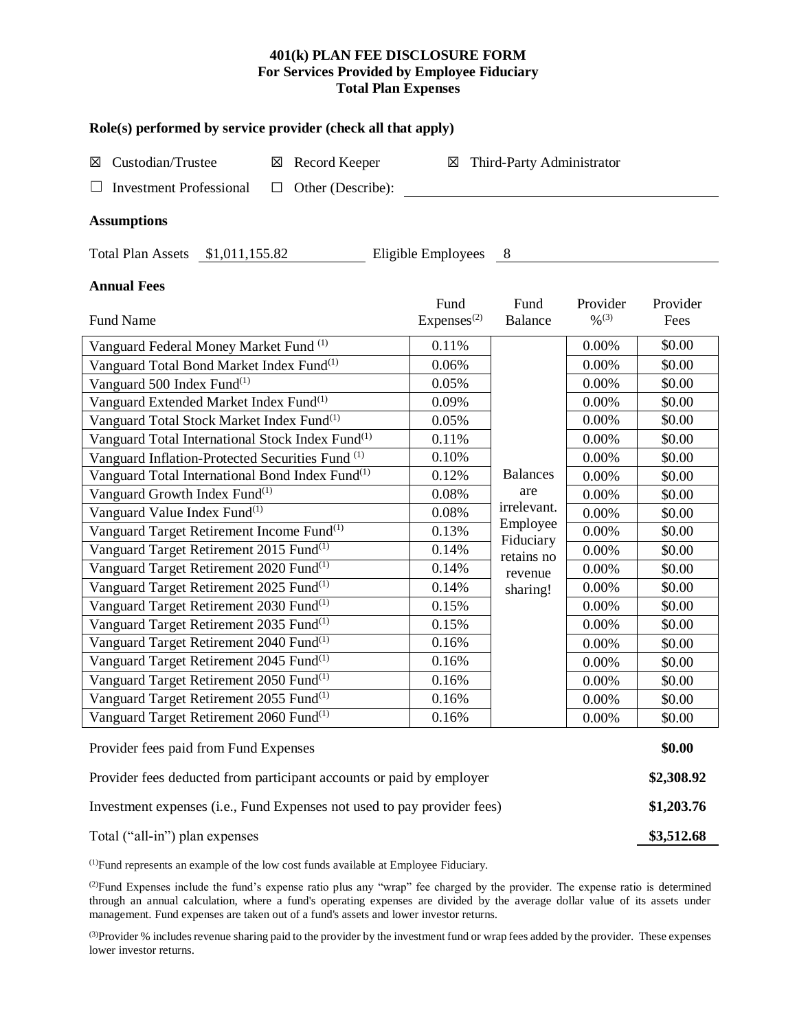# 401(k) PLAN FEE DISCLOSURE FORM
## For Services Provided by Employee Fiduciary
## Total Plan Expenses

### Role(s) performed by service provider (check all that apply)

☒ Custodian/Trustee ☒ Record Keeper ☒ Third-Party Administrator

☐ Investment Professional ☐ Other (Describe):

### Assumptions

Total Plan Assets $1,011,155.82 Eligible Employees 8

### Annual Fees

| Fund Name | Fund Expenses[2] | Fund Balance | Provider %[3] | Provider Fees |
|---|---|---|---|---|
| Vanguard Federal Money Market Fund [1] | 0.11% | Balances are irrelevant. Employee Fiduciary retains no revenue sharing! | 0.00% | $0.00 |
| Vanguard Total Bond Market Index Fund[1] | 0.06% | | 0.00% | $0.00 |
| Vanguard 500 Index Fund[1] | 0.05% | | 0.00% | $0.00 |
| Vanguard Extended Market Index Fund[1] | 0.09% | | 0.00% | $0.00 |
| Vanguard Total Stock Market Index Fund[1] | 0.05% | | 0.00% | $0.00 |
| Vanguard Total International Stock Index Fund[1] | 0.11% | | 0.00% | $0.00 |
| Vanguard Inflation-Protected Securities Fund [1] | 0.10% | | 0.00% | $0.00 |
| Vanguard Total International Bond Index Fund[1] | 0.12% | | 0.00% | $0.00 |
| Vanguard Growth Index Fund[1] | 0.08% | | 0.00% | $0.00 |
| Vanguard Value Index Fund[1] | 0.08% | | 0.00% | $0.00 |
| Vanguard Target Retirement Income Fund[1] | 0.13% | | 0.00% | $0.00 |
| Vanguard Target Retirement 2015 Fund[1] | 0.14% | | 0.00% | $0.00 |
| Vanguard Target Retirement 2020 Fund[1] | 0.14% | | 0.00% | $0.00 |
| Vanguard Target Retirement 2025 Fund[1] | 0.14% | | 0.00% | $0.00 |
| Vanguard Target Retirement 2030 Fund[1] | 0.15% | | 0.00% | $0.00 |
| Vanguard Target Retirement 2035 Fund[1] | 0.15% | | 0.00% | $0.00 |
| Vanguard Target Retirement 2040 Fund[1] | 0.16% | | 0.00% | $0.00 |
| Vanguard Target Retirement 2045 Fund[1] | 0.16% | | 0.00% | $0.00 |
| Vanguard Target Retirement 2050 Fund[1] | 0.16% | | 0.00% | $0.00 |
| Vanguard Target Retirement 2055 Fund[1] | 0.16% | | 0.00% | $0.00 |
| Vanguard Target Retirement 2060 Fund[1] | 0.16% | | 0.00% | $0.00 |

| | |
|---|---|
| Provider fees paid from Fund Expenses | **$0.00** |
| Provider fees deducted from participant accounts or paid by employer | **$2,308.92** |
| Investment expenses (i.e., Fund Expenses not used to pay provider fees) | **$1,203.76** |
| Total ("all-in") plan expenses | **$3,512.68** |

[1]Fund represents an example of the low cost funds available at Employee Fiduciary.

[2]Fund Expenses include the fund's expense ratio plus any "wrap" fee charged by the provider. The expense ratio is determined through an annual calculation, where a fund's operating expenses are divided by the average dollar value of its assets under management. Fund expenses are taken out of a fund's assets and lower investor returns.

[3]Provider % includes revenue sharing paid to the provider by the investment fund or wrap fees added by the provider. These expenses lower investor returns.